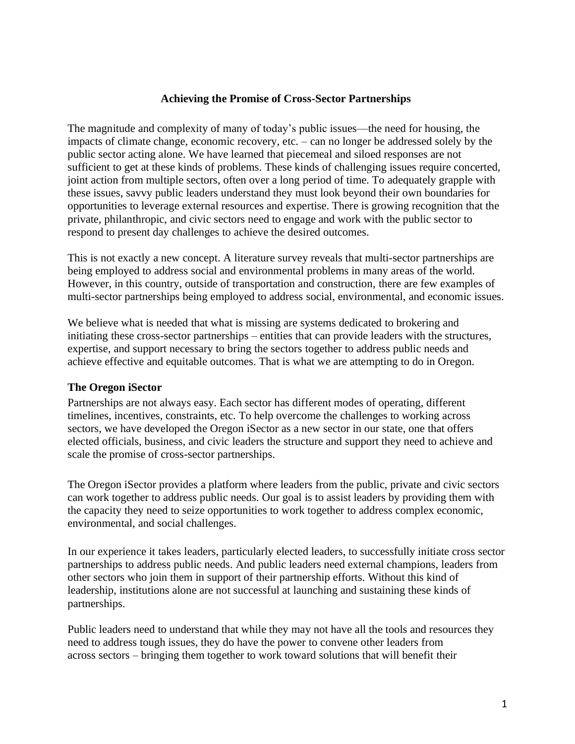# Achieving the Promise of Cross-Sector Partnerships

The magnitude and complexity of many of today's public issues—the need for housing, the impacts of climate change, economic recovery, etc. – can no longer be addressed solely by the public sector acting alone. We have learned that piecemeal and siloed responses are not sufficient to get at these kinds of problems. These kinds of challenging issues require concerted, joint action from multiple sectors, often over a long period of time. To adequately grapple with these issues, savvy public leaders understand they must look beyond their own boundaries for opportunities to leverage external resources and expertise. There is growing recognition that the private, philanthropic, and civic sectors need to engage and work with the public sector to respond to present day challenges to achieve the desired outcomes.

This is not exactly a new concept. A literature survey reveals that multi-sector partnerships are being employed to address social and environmental problems in many areas of the world. However, in this country, outside of transportation and construction, there are few examples of multi-sector partnerships being employed to address social, environmental, and economic issues.

We believe what is needed that what is missing are systems dedicated to brokering and initiating these cross-sector partnerships – entities that can provide leaders with the structures, expertise, and support necessary to bring the sectors together to address public needs and achieve effective and equitable outcomes. That is what we are attempting to do in Oregon.

## The Oregon iSector

Partnerships are not always easy. Each sector has different modes of operating, different timelines, incentives, constraints, etc. To help overcome the challenges to working across sectors, we have developed the Oregon iSector as a new sector in our state, one that offers elected officials, business, and civic leaders the structure and support they need to achieve and scale the promise of cross-sector partnerships.

The Oregon iSector provides a platform where leaders from the public, private and civic sectors can work together to address public needs. Our goal is to assist leaders by providing them with the capacity they need to seize opportunities to work together to address complex economic, environmental, and social challenges.

In our experience it takes leaders, particularly elected leaders, to successfully initiate cross sector partnerships to address public needs. And public leaders need external champions, leaders from other sectors who join them in support of their partnership efforts. Without this kind of leadership, institutions alone are not successful at launching and sustaining these kinds of partnerships.

Public leaders need to understand that while they may not have all the tools and resources they need to address tough issues, they do have the power to convene other leaders from across sectors – bringing them together to work toward solutions that will benefit their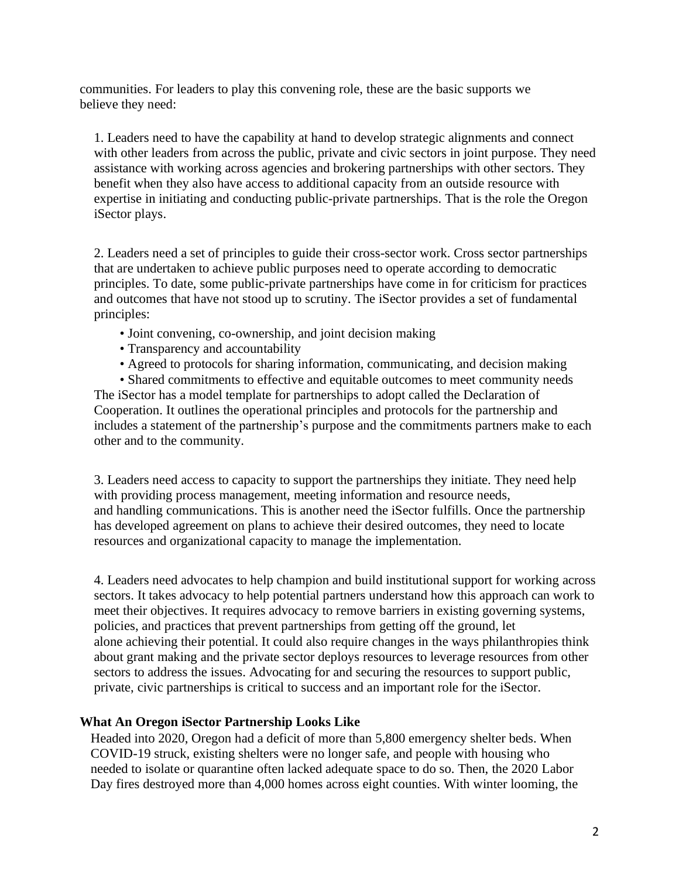communities. For leaders to play this convening role, these are the basic supports we believe they need:

1. Leaders need to have the capability at hand to develop strategic alignments and connect with other leaders from across the public, private and civic sectors in joint purpose. They need assistance with working across agencies and brokering partnerships with other sectors. They benefit when they also have access to additional capacity from an outside resource with expertise in initiating and conducting public-private partnerships. That is the role the Oregon iSector plays.

2. Leaders need a set of principles to guide their cross-sector work. Cross sector partnerships that are undertaken to achieve public purposes need to operate according to democratic principles. To date, some public-private partnerships have come in for criticism for practices and outcomes that have not stood up to scrutiny. The iSector provides a set of fundamental principles:
   - Joint convening, co-ownership, and joint decision making
   - Transparency and accountability
   - Agreed to protocols for sharing information, communicating, and decision making
   - Shared commitments to effective and equitable outcomes to meet community needs

   The iSector has a model template for partnerships to adopt called the Declaration of Cooperation. It outlines the operational principles and protocols for the partnership and includes a statement of the partnership's purpose and the commitments partners make to each other and to the community.

3. Leaders need access to capacity to support the partnerships they initiate. They need help with providing process management, meeting information and resource needs, and handling communications. This is another need the iSector fulfills. Once the partnership has developed agreement on plans to achieve their desired outcomes, they need to locate resources and organizational capacity to manage the implementation.

4. Leaders need advocates to help champion and build institutional support for working across sectors. It takes advocacy to help potential partners understand how this approach can work to meet their objectives. It requires advocacy to remove barriers in existing governing systems, policies, and practices that prevent partnerships from getting off the ground, let alone achieving their potential. It could also require changes in the ways philanthropies think about grant making and the private sector deploys resources to leverage resources from other sectors to address the issues. Advocating for and securing the resources to support public, private, civic partnerships is critical to success and an important role for the iSector.

### What An Oregon iSector Partnership Looks Like

Headed into 2020, Oregon had a deficit of more than 5,800 emergency shelter beds. When COVID-19 struck, existing shelters were no longer safe, and people with housing who needed to isolate or quarantine often lacked adequate space to do so. Then, the 2020 Labor Day fires destroyed more than 4,000 homes across eight counties. With winter looming, the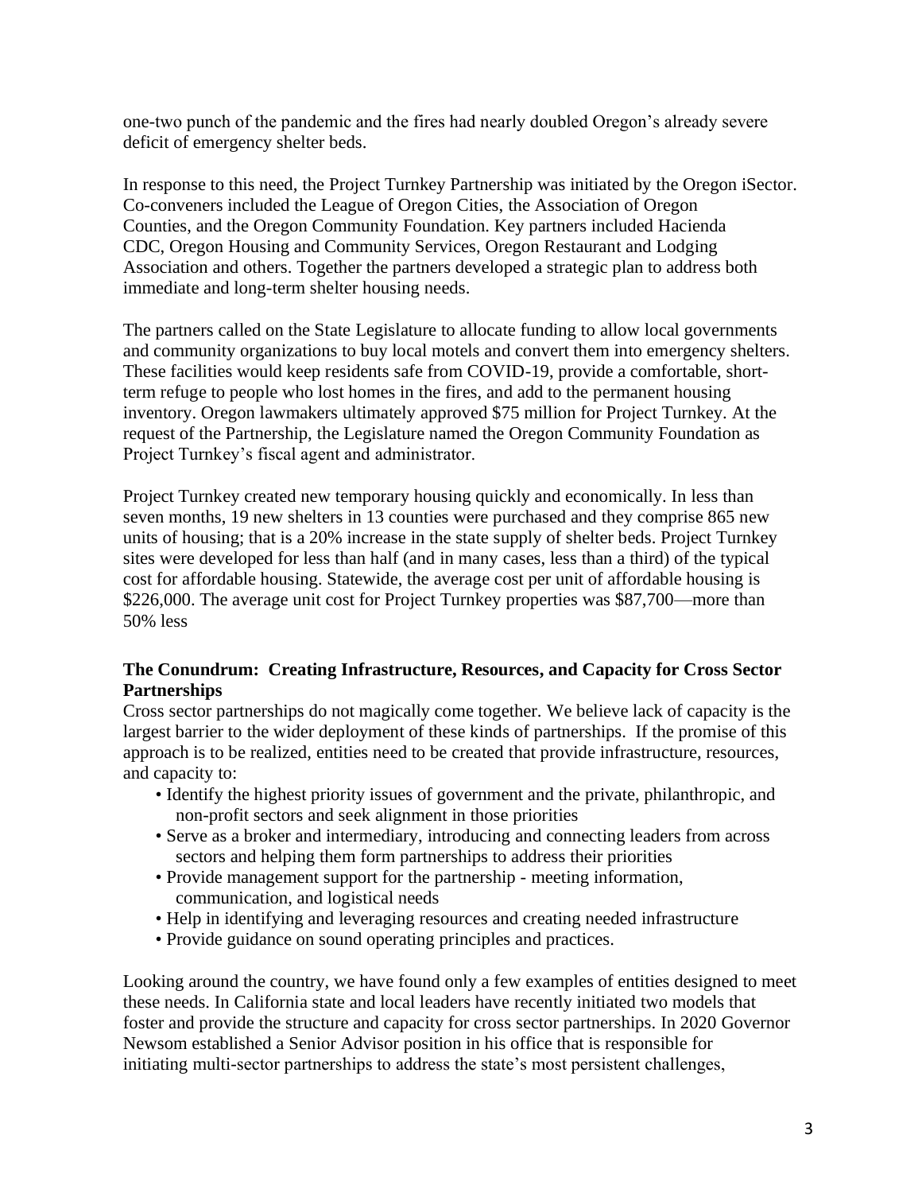one-two punch of the pandemic and the fires had nearly doubled Oregon's already severe deficit of emergency shelter beds.

In response to this need, the Project Turnkey Partnership was initiated by the Oregon iSector. Co-conveners included the League of Oregon Cities, the Association of Oregon Counties, and the Oregon Community Foundation. Key partners included Hacienda CDC, Oregon Housing and Community Services, Oregon Restaurant and Lodging Association and others. Together the partners developed a strategic plan to address both immediate and long-term shelter housing needs.

The partners called on the State Legislature to allocate funding to allow local governments and community organizations to buy local motels and convert them into emergency shelters. These facilities would keep residents safe from COVID-19, provide a comfortable, short-term refuge to people who lost homes in the fires, and add to the permanent housing inventory. Oregon lawmakers ultimately approved $75 million for Project Turnkey. At the request of the Partnership, the Legislature named the Oregon Community Foundation as Project Turnkey's fiscal agent and administrator.

Project Turnkey created new temporary housing quickly and economically. In less than seven months, 19 new shelters in 13 counties were purchased and they comprise 865 new units of housing; that is a 20% increase in the state supply of shelter beds. Project Turnkey sites were developed for less than half (and in many cases, less than a third) of the typical cost for affordable housing. Statewide, the average cost per unit of affordable housing is $226,000. The average unit cost for Project Turnkey properties was $87,700—more than 50% less

**The Conundrum: Creating Infrastructure, Resources, and Capacity for Cross Sector Partnerships**

Cross sector partnerships do not magically come together. We believe lack of capacity is the largest barrier to the wider deployment of these kinds of partnerships. If the promise of this approach is to be realized, entities need to be created that provide infrastructure, resources, and capacity to:

- Identify the highest priority issues of government and the private, philanthropic, and non-profit sectors and seek alignment in those priorities
- Serve as a broker and intermediary, introducing and connecting leaders from across sectors and helping them form partnerships to address their priorities
- Provide management support for the partnership - meeting information, communication, and logistical needs
- Help in identifying and leveraging resources and creating needed infrastructure
- Provide guidance on sound operating principles and practices.

Looking around the country, we have found only a few examples of entities designed to meet these needs. In California state and local leaders have recently initiated two models that foster and provide the structure and capacity for cross sector partnerships. In 2020 Governor Newsom established a Senior Advisor position in his office that is responsible for initiating multi-sector partnerships to address the state's most persistent challenges,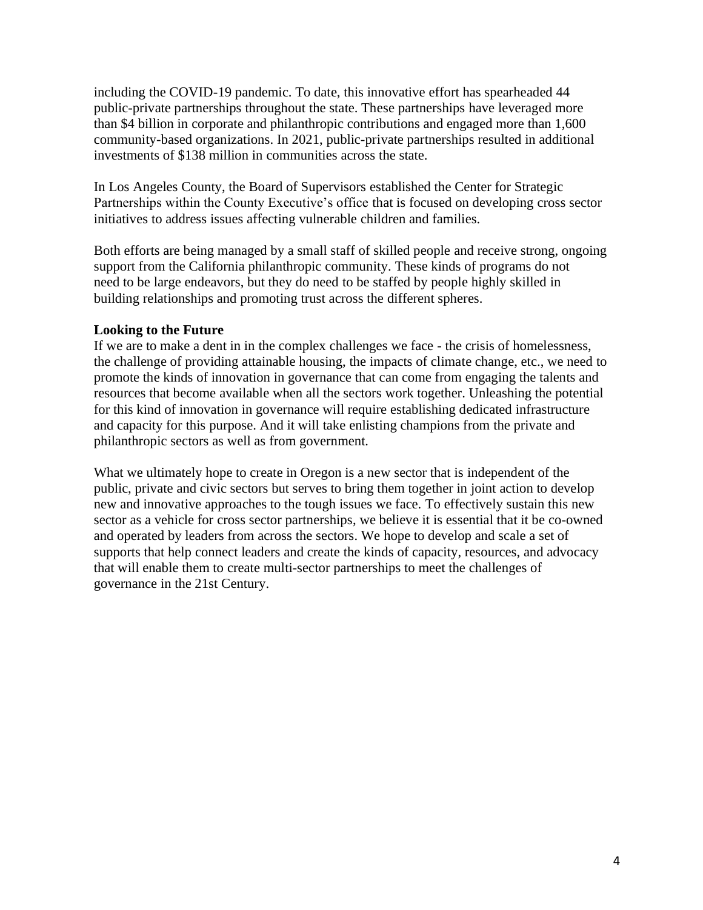including the COVID-19 pandemic. To date, this innovative effort has spearheaded 44 public-private partnerships throughout the state. These partnerships have leveraged more than $4 billion in corporate and philanthropic contributions and engaged more than 1,600 community-based organizations. In 2021, public-private partnerships resulted in additional investments of $138 million in communities across the state.

In Los Angeles County, the Board of Supervisors established the Center for Strategic Partnerships within the County Executive's office that is focused on developing cross sector initiatives to address issues affecting vulnerable children and families.

Both efforts are being managed by a small staff of skilled people and receive strong, ongoing support from the California philanthropic community. These kinds of programs do not need to be large endeavors, but they do need to be staffed by people highly skilled in building relationships and promoting trust across the different spheres.

**Looking to the Future**

If we are to make a dent in in the complex challenges we face - the crisis of homelessness, the challenge of providing attainable housing, the impacts of climate change, etc., we need to promote the kinds of innovation in governance that can come from engaging the talents and resources that become available when all the sectors work together. Unleashing the potential for this kind of innovation in governance will require establishing dedicated infrastructure and capacity for this purpose. And it will take enlisting champions from the private and philanthropic sectors as well as from government.

What we ultimately hope to create in Oregon is a new sector that is independent of the public, private and civic sectors but serves to bring them together in joint action to develop new and innovative approaches to the tough issues we face. To effectively sustain this new sector as a vehicle for cross sector partnerships, we believe it is essential that it be co-owned and operated by leaders from across the sectors. We hope to develop and scale a set of supports that help connect leaders and create the kinds of capacity, resources, and advocacy that will enable them to create multi-sector partnerships to meet the challenges of governance in the 21st Century.